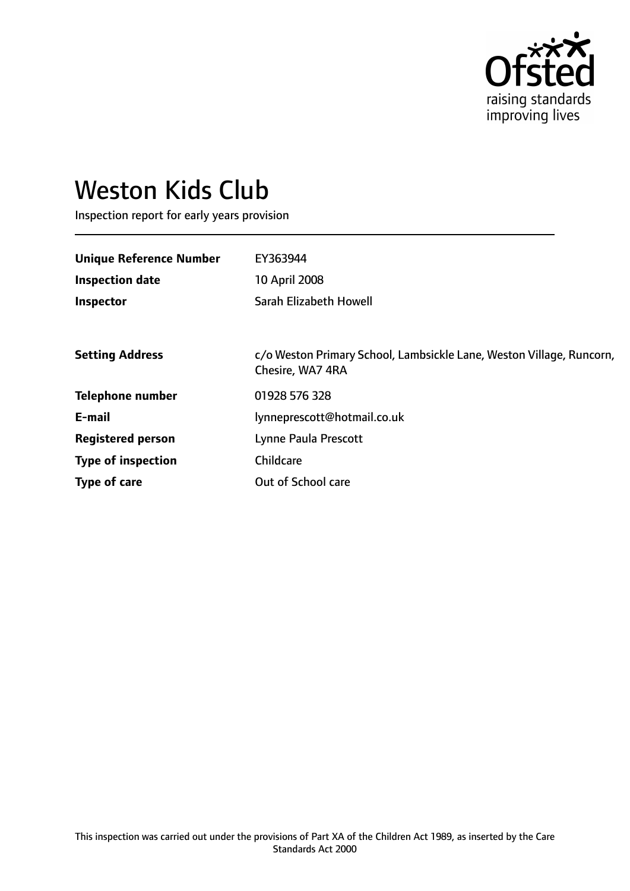# Weston Kids Club

Inspection report for early years provision

| | |
|---|---|
| **Unique Reference Number** | EY363944 |
| **Inspection date** | 10 April 2008 |
| **Inspector** | Sarah Elizabeth Howell |

| | |
|---|---|
| **Setting Address** | c/o Weston Primary School, Lambsickle Lane, Weston Village, Runcorn, Chesire, WA7 4RA |
| **Telephone number** | 01928 576 328 |
| **E-mail** | lynneprescott@hotmail.co.uk |
| **Registered person** | Lynne Paula Prescott |
| **Type of inspection** | Childcare |
| **Type of care** | Out of School care |

This inspection was carried out under the provisions of Part XA of the Children Act 1989, as inserted by the Care Standards Act 2000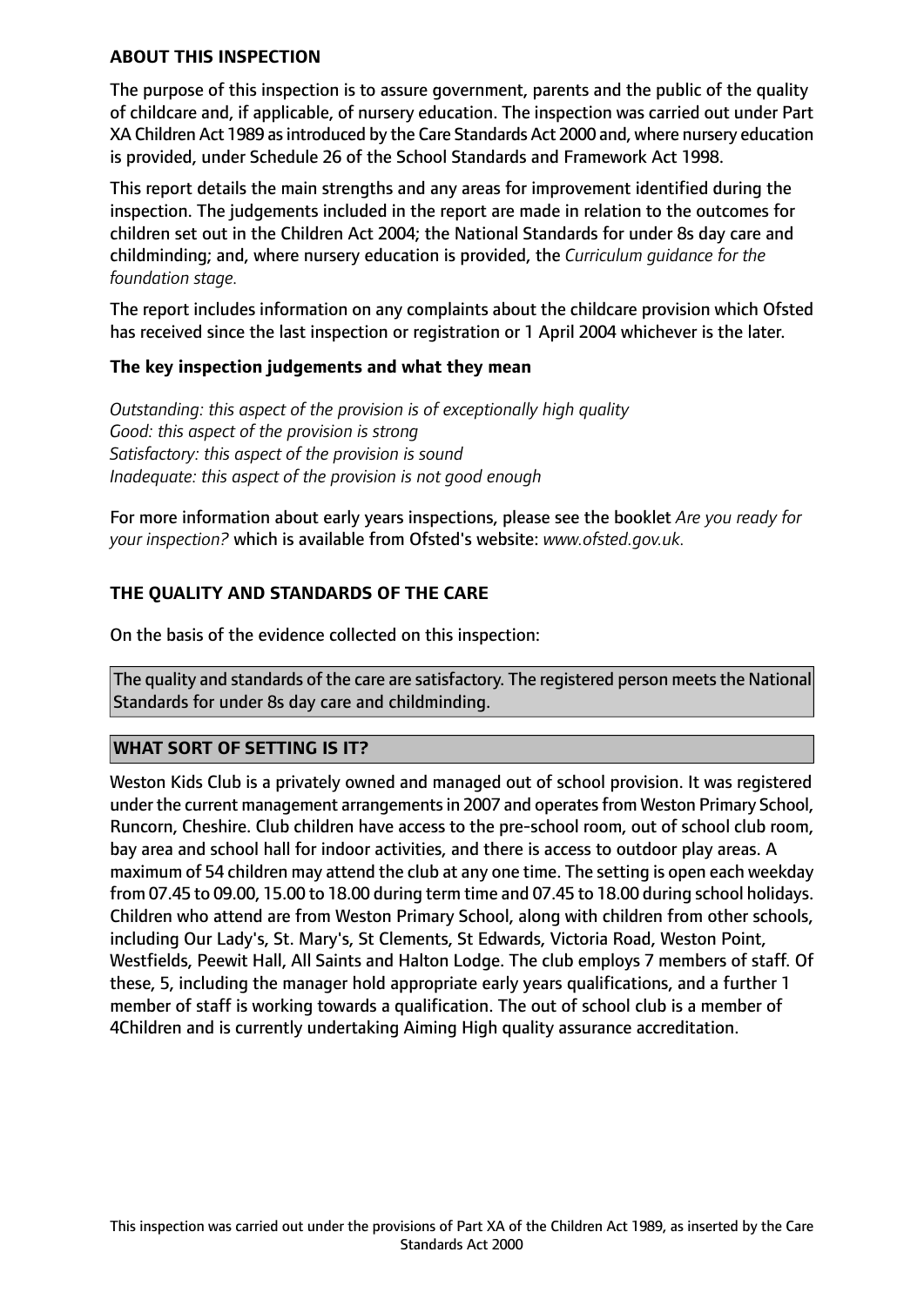## ABOUT THIS INSPECTION

The purpose of this inspection is to assure government, parents and the public of the quality of childcare and, if applicable, of nursery education. The inspection was carried out under Part XA Children Act 1989 as introduced by the Care Standards Act 2000 and, where nursery education is provided, under Schedule 26 of the School Standards and Framework Act 1998.

This report details the main strengths and any areas for improvement identified during the inspection. The judgements included in the report are made in relation to the outcomes for children set out in the Children Act 2004; the National Standards for under 8s day care and childminding; and, where nursery education is provided, the *Curriculum guidance for the foundation stage.*

The report includes information on any complaints about the childcare provision which Ofsted has received since the last inspection or registration or 1 April 2004 whichever is the later.

### The key inspection judgements and what they mean

*Outstanding: this aspect of the provision is of exceptionally high quality*
*Good: this aspect of the provision is strong*
*Satisfactory: this aspect of the provision is sound*
*Inadequate: this aspect of the provision is not good enough*

For more information about early years inspections, please see the booklet *Are you ready for your inspection?* which is available from Ofsted's website: *www.ofsted.gov.uk.*

## THE QUALITY AND STANDARDS OF THE CARE

On the basis of the evidence collected on this inspection:

The quality and standards of the care are satisfactory. The registered person meets the National Standards for under 8s day care and childminding.

## WHAT SORT OF SETTING IS IT?

Weston Kids Club is a privately owned and managed out of school provision. It was registered under the current management arrangements in 2007 and operates from Weston Primary School, Runcorn, Cheshire. Club children have access to the pre-school room, out of school club room, bay area and school hall for indoor activities, and there is access to outdoor play areas. A maximum of 54 children may attend the club at any one time. The setting is open each weekday from 07.45 to 09.00, 15.00 to 18.00 during term time and 07.45 to 18.00 during school holidays. Children who attend are from Weston Primary School, along with children from other schools, including Our Lady's, St. Mary's, St Clements, St Edwards, Victoria Road, Weston Point, Westfields, Peewit Hall, All Saints and Halton Lodge. The club employs 7 members of staff. Of these, 5, including the manager hold appropriate early years qualifications, and a further 1 member of staff is working towards a qualification. The out of school club is a member of 4Children and is currently undertaking Aiming High quality assurance accreditation.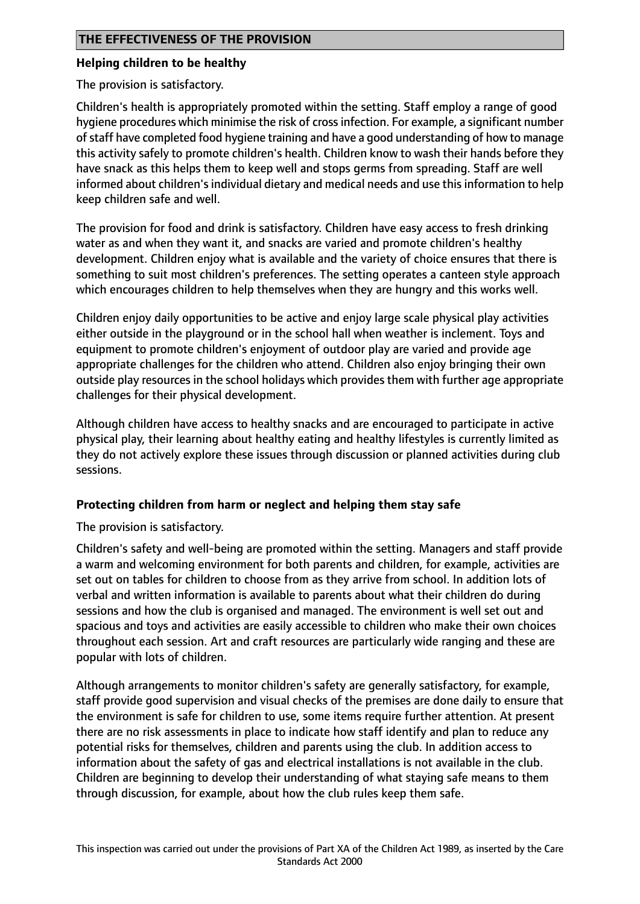## THE EFFECTIVENESS OF THE PROVISION

**Helping children to be healthy**

The provision is satisfactory.

Children's health is appropriately promoted within the setting. Staff employ a range of good hygiene procedures which minimise the risk of cross infection. For example, a significant number of staff have completed food hygiene training and have a good understanding of how to manage this activity safely to promote children's health. Children know to wash their hands before they have snack as this helps them to keep well and stops germs from spreading. Staff are well informed about children's individual dietary and medical needs and use this information to help keep children safe and well.

The provision for food and drink is satisfactory. Children have easy access to fresh drinking water as and when they want it, and snacks are varied and promote children's healthy development. Children enjoy what is available and the variety of choice ensures that there is something to suit most children's preferences. The setting operates a canteen style approach which encourages children to help themselves when they are hungry and this works well.

Children enjoy daily opportunities to be active and enjoy large scale physical play activities either outside in the playground or in the school hall when weather is inclement. Toys and equipment to promote children's enjoyment of outdoor play are varied and provide age appropriate challenges for the children who attend. Children also enjoy bringing their own outside play resources in the school holidays which provides them with further age appropriate challenges for their physical development.

Although children have access to healthy snacks and are encouraged to participate in active physical play, their learning about healthy eating and healthy lifestyles is currently limited as they do not actively explore these issues through discussion or planned activities during club sessions.

**Protecting children from harm or neglect and helping them stay safe**

The provision is satisfactory.

Children's safety and well-being are promoted within the setting. Managers and staff provide a warm and welcoming environment for both parents and children, for example, activities are set out on tables for children to choose from as they arrive from school. In addition lots of verbal and written information is available to parents about what their children do during sessions and how the club is organised and managed. The environment is well set out and spacious and toys and activities are easily accessible to children who make their own choices throughout each session. Art and craft resources are particularly wide ranging and these are popular with lots of children.

Although arrangements to monitor children's safety are generally satisfactory, for example, staff provide good supervision and visual checks of the premises are done daily to ensure that the environment is safe for children to use, some items require further attention. At present there are no risk assessments in place to indicate how staff identify and plan to reduce any potential risks for themselves, children and parents using the club. In addition access to information about the safety of gas and electrical installations is not available in the club. Children are beginning to develop their understanding of what staying safe means to them through discussion, for example, about how the club rules keep them safe.

This inspection was carried out under the provisions of Part XA of the Children Act 1989, as inserted by the Care Standards Act 2000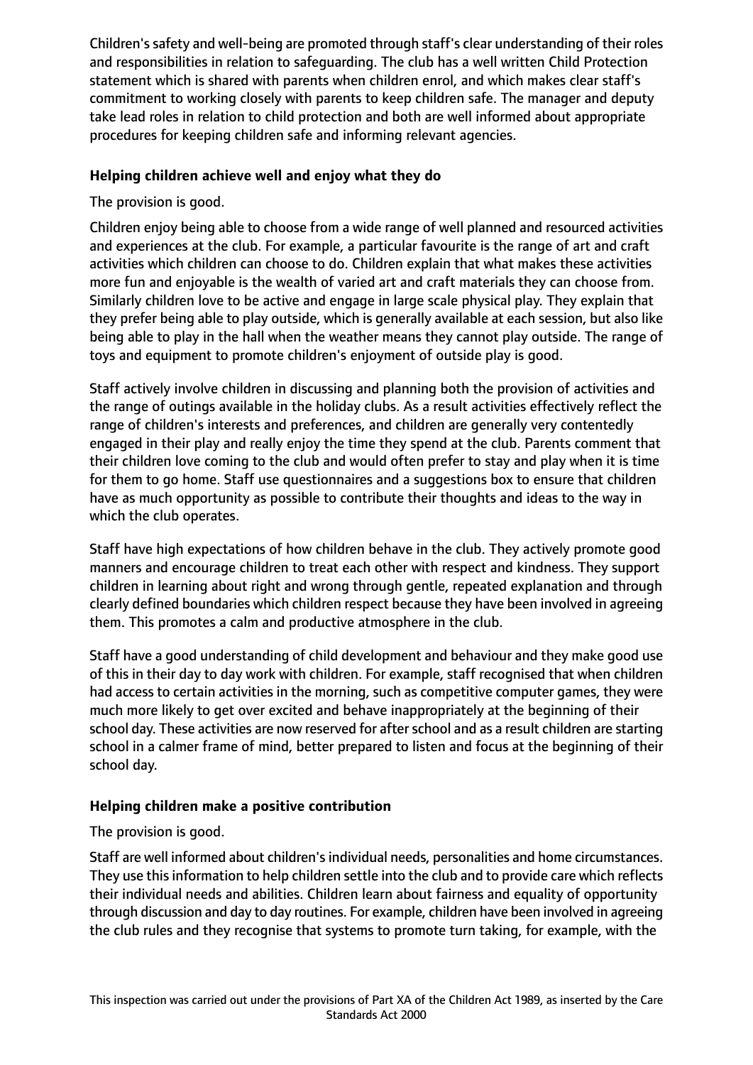Children's safety and well-being are promoted through staff's clear understanding of their roles and responsibilities in relation to safeguarding. The club has a well written Child Protection statement which is shared with parents when children enrol, and which makes clear staff's commitment to working closely with parents to keep children safe. The manager and deputy take lead roles in relation to child protection and both are well informed about appropriate procedures for keeping children safe and informing relevant agencies.

### Helping children achieve well and enjoy what they do

The provision is good.

Children enjoy being able to choose from a wide range of well planned and resourced activities and experiences at the club. For example, a particular favourite is the range of art and craft activities which children can choose to do. Children explain that what makes these activities more fun and enjoyable is the wealth of varied art and craft materials they can choose from. Similarly children love to be active and engage in large scale physical play. They explain that they prefer being able to play outside, which is generally available at each session, but also like being able to play in the hall when the weather means they cannot play outside. The range of toys and equipment to promote children's enjoyment of outside play is good.

Staff actively involve children in discussing and planning both the provision of activities and the range of outings available in the holiday clubs. As a result activities effectively reflect the range of children's interests and preferences, and children are generally very contentedly engaged in their play and really enjoy the time they spend at the club. Parents comment that their children love coming to the club and would often prefer to stay and play when it is time for them to go home. Staff use questionnaires and a suggestions box to ensure that children have as much opportunity as possible to contribute their thoughts and ideas to the way in which the club operates.

Staff have high expectations of how children behave in the club. They actively promote good manners and encourage children to treat each other with respect and kindness. They support children in learning about right and wrong through gentle, repeated explanation and through clearly defined boundaries which children respect because they have been involved in agreeing them. This promotes a calm and productive atmosphere in the club.

Staff have a good understanding of child development and behaviour and they make good use of this in their day to day work with children. For example, staff recognised that when children had access to certain activities in the morning, such as competitive computer games, they were much more likely to get over excited and behave inappropriately at the beginning of their school day. These activities are now reserved for after school and as a result children are starting school in a calmer frame of mind, better prepared to listen and focus at the beginning of their school day.

### Helping children make a positive contribution

The provision is good.

Staff are well informed about children's individual needs, personalities and home circumstances. They use this information to help children settle into the club and to provide care which reflects their individual needs and abilities. Children learn about fairness and equality of opportunity through discussion and day to day routines. For example, children have been involved in agreeing the club rules and they recognise that systems to promote turn taking, for example, with the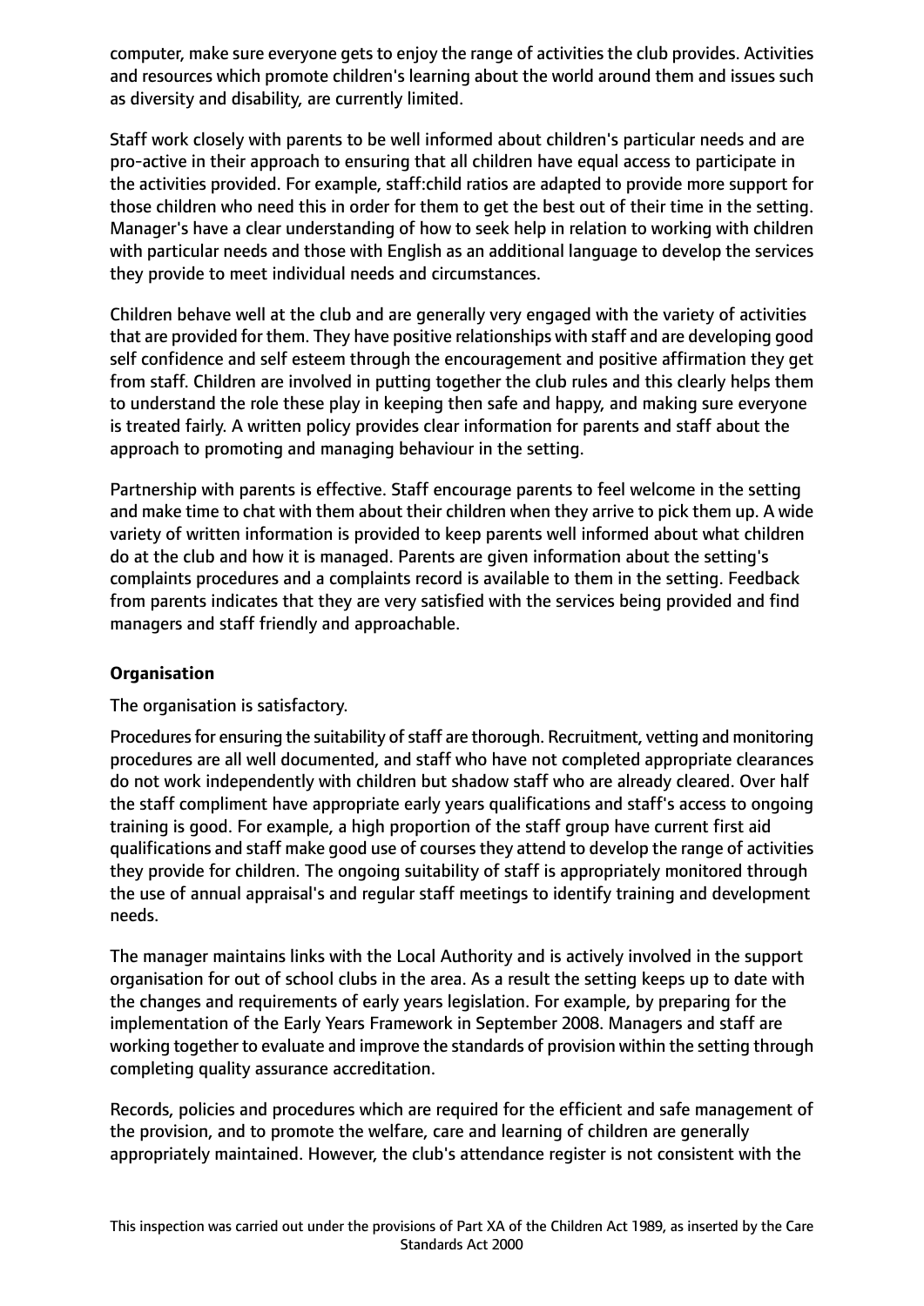computer, make sure everyone gets to enjoy the range of activities the club provides. Activities and resources which promote children's learning about the world around them and issues such as diversity and disability, are currently limited.

Staff work closely with parents to be well informed about children's particular needs and are pro-active in their approach to ensuring that all children have equal access to participate in the activities provided. For example, staff:child ratios are adapted to provide more support for those children who need this in order for them to get the best out of their time in the setting. Manager's have a clear understanding of how to seek help in relation to working with children with particular needs and those with English as an additional language to develop the services they provide to meet individual needs and circumstances.

Children behave well at the club and are generally very engaged with the variety of activities that are provided for them. They have positive relationships with staff and are developing good self confidence and self esteem through the encouragement and positive affirmation they get from staff. Children are involved in putting together the club rules and this clearly helps them to understand the role these play in keeping then safe and happy, and making sure everyone is treated fairly. A written policy provides clear information for parents and staff about the approach to promoting and managing behaviour in the setting.

Partnership with parents is effective. Staff encourage parents to feel welcome in the setting and make time to chat with them about their children when they arrive to pick them up. A wide variety of written information is provided to keep parents well informed about what children do at the club and how it is managed. Parents are given information about the setting's complaints procedures and a complaints record is available to them in the setting. Feedback from parents indicates that they are very satisfied with the services being provided and find managers and staff friendly and approachable.

**Organisation**

The organisation is satisfactory.

Procedures for ensuring the suitability of staff are thorough. Recruitment, vetting and monitoring procedures are all well documented, and staff who have not completed appropriate clearances do not work independently with children but shadow staff who are already cleared. Over half the staff compliment have appropriate early years qualifications and staff's access to ongoing training is good. For example, a high proportion of the staff group have current first aid qualifications and staff make good use of courses they attend to develop the range of activities they provide for children. The ongoing suitability of staff is appropriately monitored through the use of annual appraisal's and regular staff meetings to identify training and development needs.

The manager maintains links with the Local Authority and is actively involved in the support organisation for out of school clubs in the area. As a result the setting keeps up to date with the changes and requirements of early years legislation. For example, by preparing for the implementation of the Early Years Framework in September 2008. Managers and staff are working together to evaluate and improve the standards of provision within the setting through completing quality assurance accreditation.

Records, policies and procedures which are required for the efficient and safe management of the provision, and to promote the welfare, care and learning of children are generally appropriately maintained. However, the club's attendance register is not consistent with the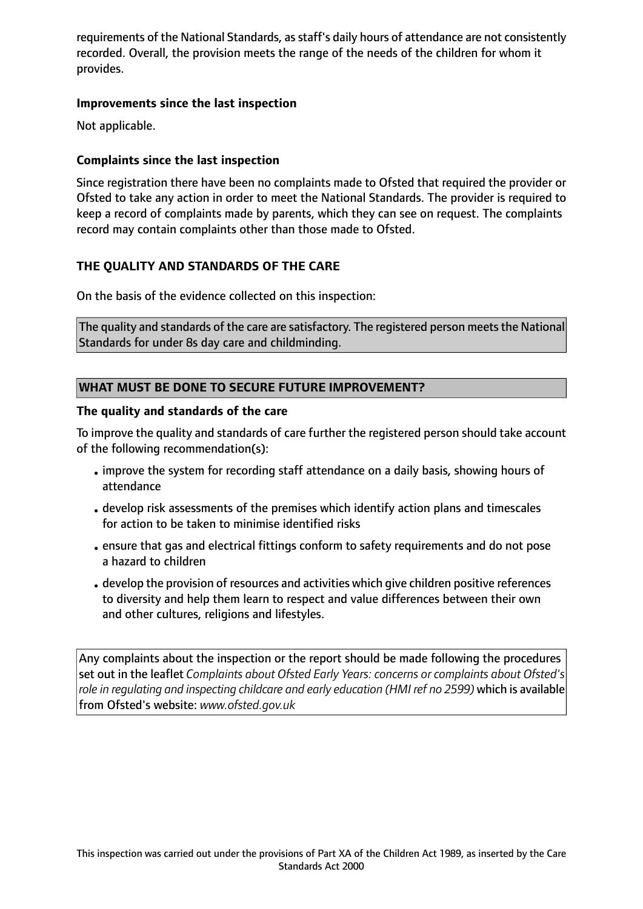requirements of the National Standards, as staff's daily hours of attendance are not consistently recorded. Overall, the provision meets the range of the needs of the children for whom it provides.

**Improvements since the last inspection**

Not applicable.

**Complaints since the last inspection**

Since registration there have been no complaints made to Ofsted that required the provider or Ofsted to take any action in order to meet the National Standards. The provider is required to keep a record of complaints made by parents, which they can see on request. The complaints record may contain complaints other than those made to Ofsted.

**THE QUALITY AND STANDARDS OF THE CARE**

On the basis of the evidence collected on this inspection:

The quality and standards of the care are satisfactory. The registered person meets the National Standards for under 8s day care and childminding.

**WHAT MUST BE DONE TO SECURE FUTURE IMPROVEMENT?**

**The quality and standards of the care**

To improve the quality and standards of care further the registered person should take account of the following recommendation(s):

- improve the system for recording staff attendance on a daily basis, showing hours of attendance
- develop risk assessments of the premises which identify action plans and timescales for action to be taken to minimise identified risks
- ensure that gas and electrical fittings conform to safety requirements and do not pose a hazard to children
- develop the provision of resources and activities which give children positive references to diversity and help them learn to respect and value differences between their own and other cultures, religions and lifestyles.

Any complaints about the inspection or the report should be made following the procedures set out in the leaflet *Complaints about Ofsted Early Years: concerns or complaints about Ofsted's role in regulating and inspecting childcare and early education (HMI ref no 2599)* which is available from Ofsted's website: *www.ofsted.gov.uk*

This inspection was carried out under the provisions of Part XA of the Children Act 1989, as inserted by the Care Standards Act 2000